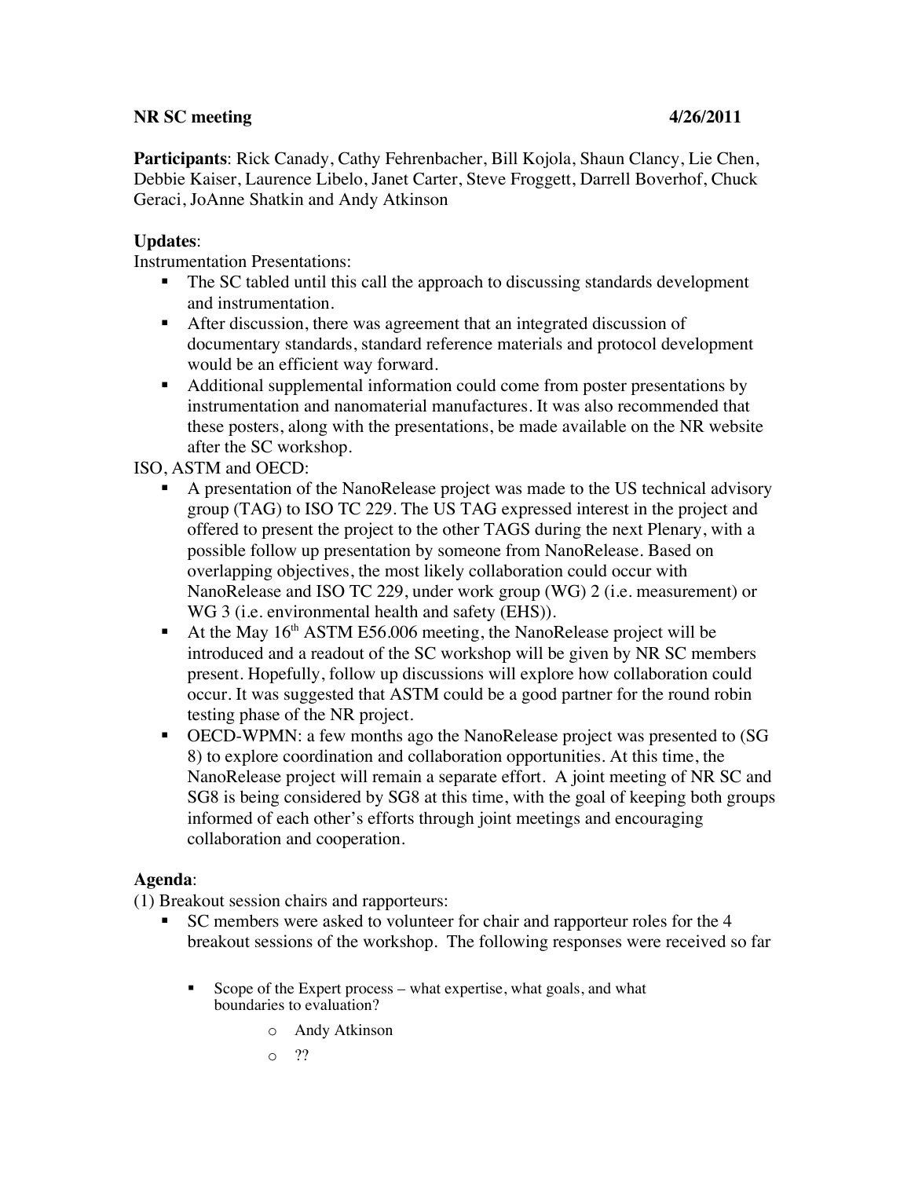**NR SC meeting** **4/26/2011**

**Participants**: Rick Canady, Cathy Fehrenbacher, Bill Kojola, Shaun Clancy, Lie Chen, Debbie Kaiser, Laurence Libelo, Janet Carter, Steve Froggett, Darrell Boverhof, Chuck Geraci, JoAnne Shatkin and Andy Atkinson

**Updates**:

Instrumentation Presentations:

- The SC tabled until this call the approach to discussing standards development and instrumentation.
- After discussion, there was agreement that an integrated discussion of documentary standards, standard reference materials and protocol development would be an efficient way forward.
- Additional supplemental information could come from poster presentations by instrumentation and nanomaterial manufactures. It was also recommended that these posters, along with the presentations, be made available on the NR website after the SC workshop.

ISO, ASTM and OECD:

- A presentation of the NanoRelease project was made to the US technical advisory group (TAG) to ISO TC 229. The US TAG expressed interest in the project and offered to present the project to the other TAGS during the next Plenary, with a possible follow up presentation by someone from NanoRelease. Based on overlapping objectives, the most likely collaboration could occur with NanoRelease and ISO TC 229, under work group (WG) 2 (i.e. measurement) or WG 3 (i.e. environmental health and safety (EHS)).
- At the May 16th ASTM E56.006 meeting, the NanoRelease project will be introduced and a readout of the SC workshop will be given by NR SC members present. Hopefully, follow up discussions will explore how collaboration could occur. It was suggested that ASTM could be a good partner for the round robin testing phase of the NR project.
- OECD-WPMN: a few months ago the NanoRelease project was presented to (SG 8) to explore coordination and collaboration opportunities. At this time, the NanoRelease project will remain a separate effort. A joint meeting of NR SC and SG8 is being considered by SG8 at this time, with the goal of keeping both groups informed of each other's efforts through joint meetings and encouraging collaboration and cooperation.

**Agenda**:

(1) Breakout session chairs and rapporteurs:

- SC members were asked to volunteer for chair and rapporteur roles for the 4 breakout sessions of the workshop. The following responses were received so far
  - Scope of the Expert process – what expertise, what goals, and what boundaries to evaluation?
    - Andy Atkinson
    - ??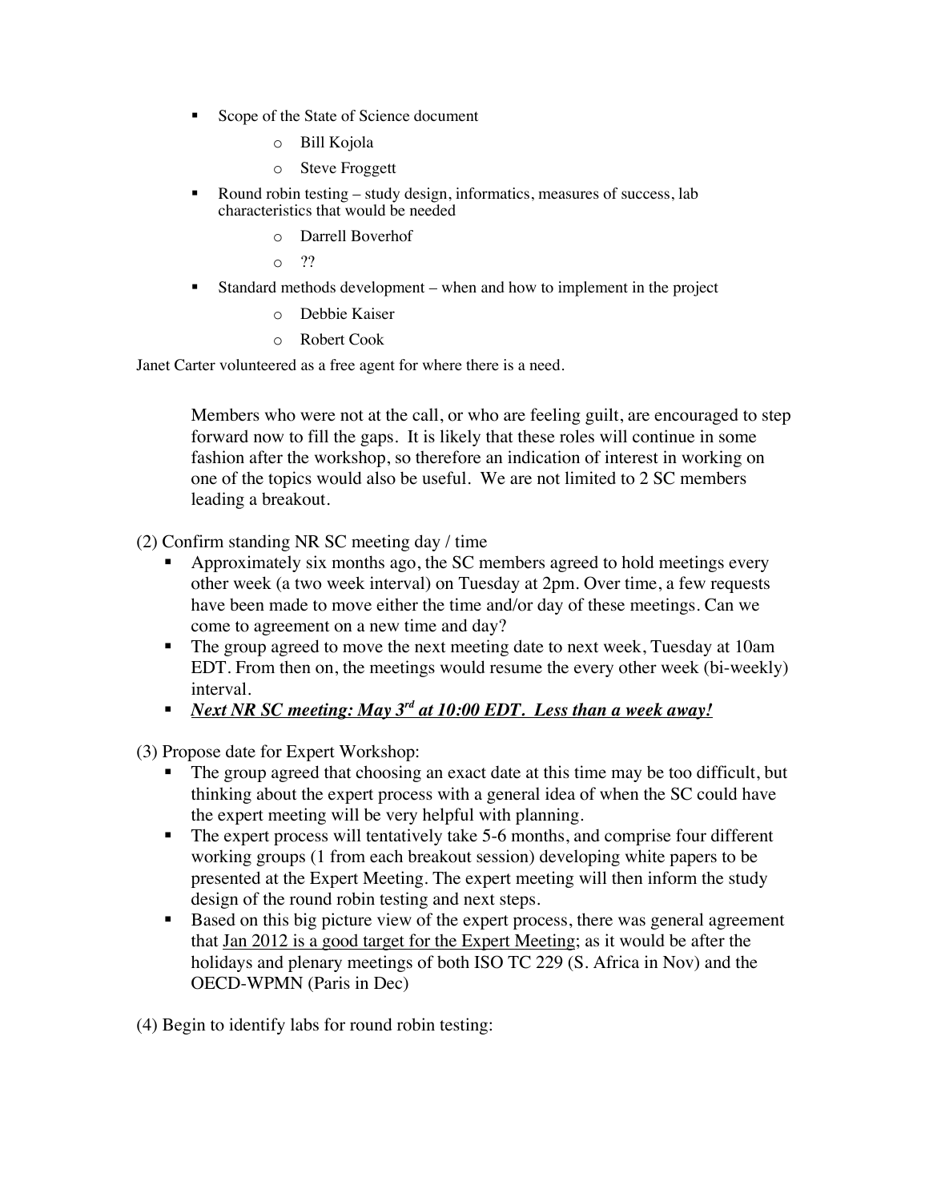- Scope of the State of Science document
    - Bill Kojola
    - Steve Froggett
- Round robin testing – study design, informatics, measures of success, lab characteristics that would be needed
    - Darrell Boverhof
    - ??
- Standard methods development – when and how to implement in the project
    - Debbie Kaiser
    - Robert Cook

Janet Carter volunteered as a free agent for where there is a need.

> Members who were not at the call, or who are feeling guilt, are encouraged to step forward now to fill the gaps. It is likely that these roles will continue in some fashion after the workshop, so therefore an indication of interest in working on one of the topics would also be useful. We are not limited to 2 SC members leading a breakout.

(2) Confirm standing NR SC meeting day / time

- Approximately six months ago, the SC members agreed to hold meetings every other week (a two week interval) on Tuesday at 2pm. Over time, a few requests have been made to move either the time and/or day of these meetings. Can we come to agreement on a new time and day?
- The group agreed to move the next meeting date to next week, Tuesday at 10am EDT. From then on, the meetings would resume the every other week (bi-weekly) interval.
- ***<u>Next NR SC meeting: May 3rd at 10:00 EDT. Less than a week away!</u>***

(3) Propose date for Expert Workshop:

- The group agreed that choosing an exact date at this time may be too difficult, but thinking about the expert process with a general idea of when the SC could have the expert meeting will be very helpful with planning.
- The expert process will tentatively take 5-6 months, and comprise four different working groups (1 from each breakout session) developing white papers to be presented at the Expert Meeting. The expert meeting will then inform the study design of the round robin testing and next steps.
- Based on this big picture view of the expert process, there was general agreement that <u>Jan 2012 is a good target for the Expert Meeting</u>; as it would be after the holidays and plenary meetings of both ISO TC 229 (S. Africa in Nov) and the OECD-WPMN (Paris in Dec)

(4) Begin to identify labs for round robin testing: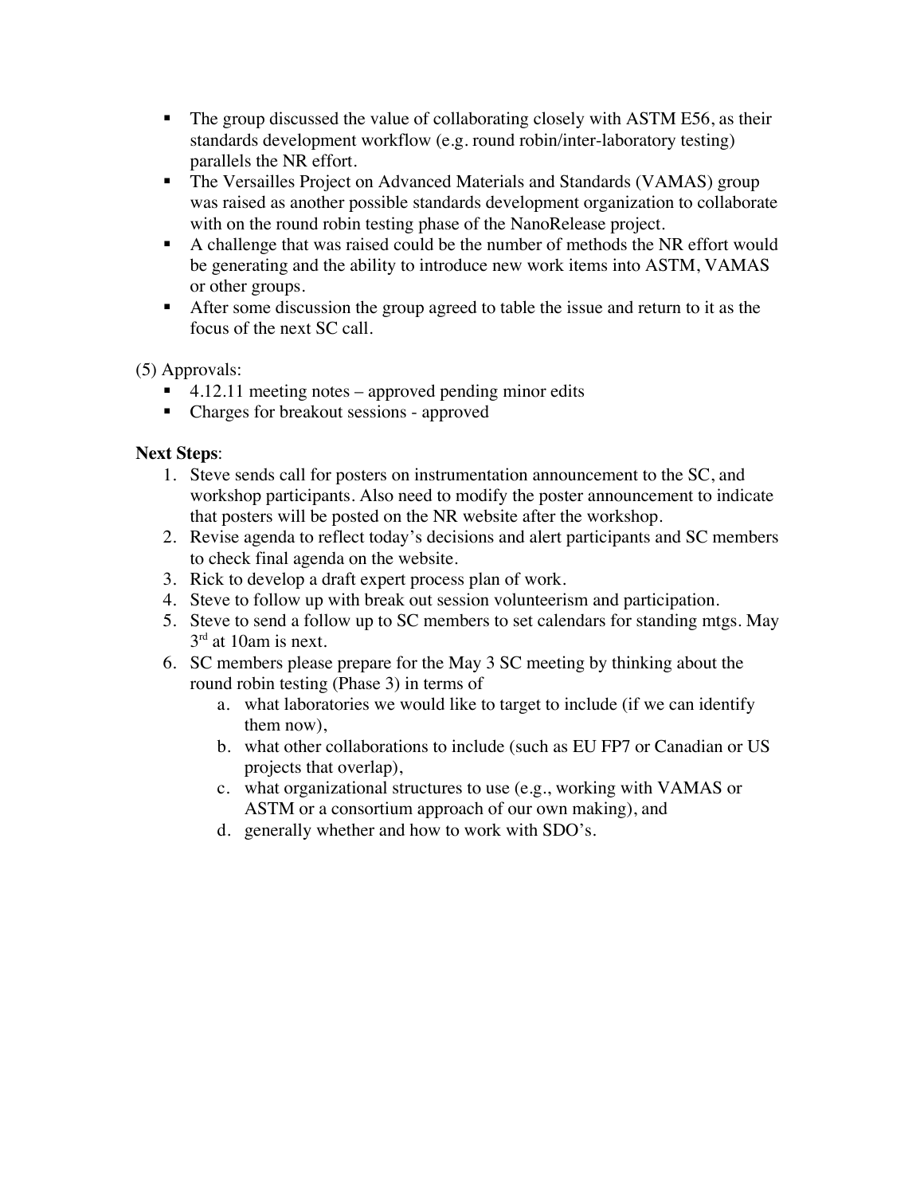- The group discussed the value of collaborating closely with ASTM E56, as their standards development workflow (e.g. round robin/inter-laboratory testing) parallels the NR effort.
- The Versailles Project on Advanced Materials and Standards (VAMAS) group was raised as another possible standards development organization to collaborate with on the round robin testing phase of the NanoRelease project.
- A challenge that was raised could be the number of methods the NR effort would be generating and the ability to introduce new work items into ASTM, VAMAS or other groups.
- After some discussion the group agreed to table the issue and return to it as the focus of the next SC call.

(5) Approvals:

- 4.12.11 meeting notes – approved pending minor edits
- Charges for breakout sessions - approved

**Next Steps**:

1. Steve sends call for posters on instrumentation announcement to the SC, and workshop participants. Also need to modify the poster announcement to indicate that posters will be posted on the NR website after the workshop.
2. Revise agenda to reflect today's decisions and alert participants and SC members to check final agenda on the website.
3. Rick to develop a draft expert process plan of work.
4. Steve to follow up with break out session volunteerism and participation.
5. Steve to send a follow up to SC members to set calendars for standing mtgs. May 3rd at 10am is next.
6. SC members please prepare for the May 3 SC meeting by thinking about the round robin testing (Phase 3) in terms of
   a. what laboratories we would like to target to include (if we can identify them now),
   b. what other collaborations to include (such as EU FP7 or Canadian or US projects that overlap),
   c. what organizational structures to use (e.g., working with VAMAS or ASTM or a consortium approach of our own making), and
   d. generally whether and how to work with SDO's.